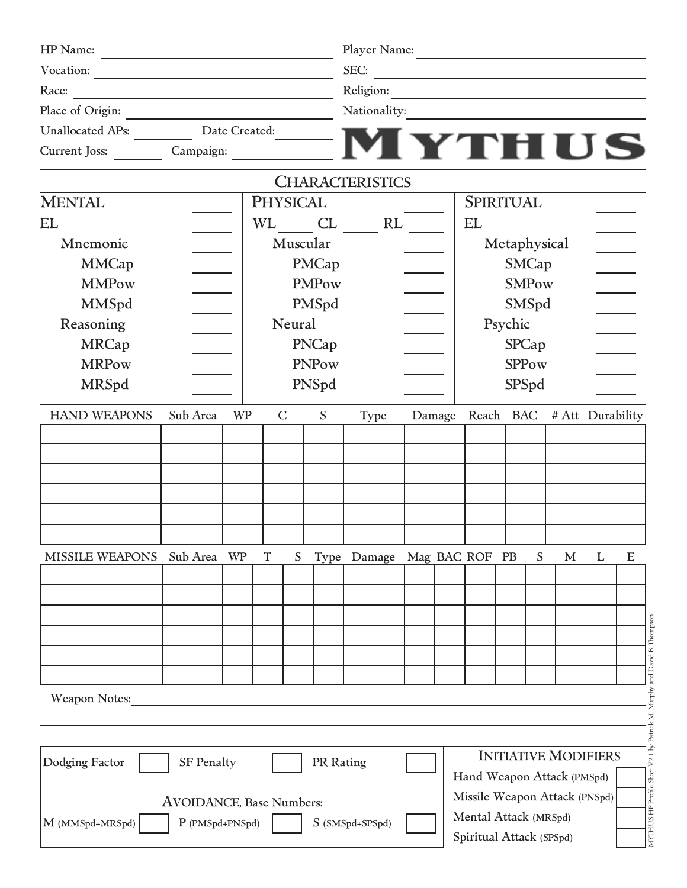HP Name: ______________________ Player Name: ______________________

Vocation: ______________________ SEC: ______________________

Race: ______________________ Religion: ______________________

Place of Origin: ______________________ Nationality: ______________________

Unallocated APs: ________ Date Created: ________

Current Joss: ________ Campaign: ________

# MYTHUS

## CHARACTERISTICS

| MENTAL | | PHYSICAL | | SPIRITUAL | |
|---|---|---|---|---|---|
| EL | | WL ____ CL ____ RL | | EL | |
| Mnemonic | | Muscular | | Metaphysical | |
| MMCap | | PMCap | | SMCap | |
| MMPow | | PMPow | | SMPow | |
| MMSpd | | PMSpd | | SMSpd | |
| Reasoning | | Neural | | Psychic | |
| MRCap | | PNCap | | SPCap | |
| MRPow | | PNPow | | SPPow | |
| MRSpd | | PNSpd | | SPSpd | |

| HAND WEAPONS | Sub Area | WP | C | S | Type | Damage | Reach | BAC | # Att | Durability |
|---|---|---|---|---|---|---|---|---|---|---|
| | | | | | | | | | | |
| | | | | | | | | | | |
| | | | | | | | | | | |
| | | | | | | | | | | |
| | | | | | | | | | | |
| | | | | | | | | | | |

| MISSILE WEAPONS | Sub Area | WP | T | S | Type | Damage | Mag | BAC | ROF | PB | S | M | L | E |
|---|---|---|---|---|---|---|---|---|---|---|---|---|---|---|
| | | | | | | | | | | | | | | |
| | | | | | | | | | | | | | | |
| | | | | | | | | | | | | | | |
| | | | | | | | | | | | | | | |
| | | | | | | | | | | | | | | |
| | | | | | | | | | | | | | | |

Weapon Notes: ______________________

Dodging Factor [ ] SF Penalty [ ] PR Rating [ ]

AVOIDANCE, Base Numbers:

M (MMSpd+MRSpd) [ ] P (PMSpd+PNSpd) [ ] S (SMSpd+SPSpd) [ ]

### INITIATIVE MODIFIERS

| | |
|---|---|
| Hand Weapon Attack (PMSpd) | |
| Missile Weapon Attack (PNSpd) | |
| Mental Attack (MRSpd) | |
| Spiritual Attack (SPSpd) | |

MYTHUS HP Profile Sheet V2.1 by Patrick M. Murphy and David B. Thompson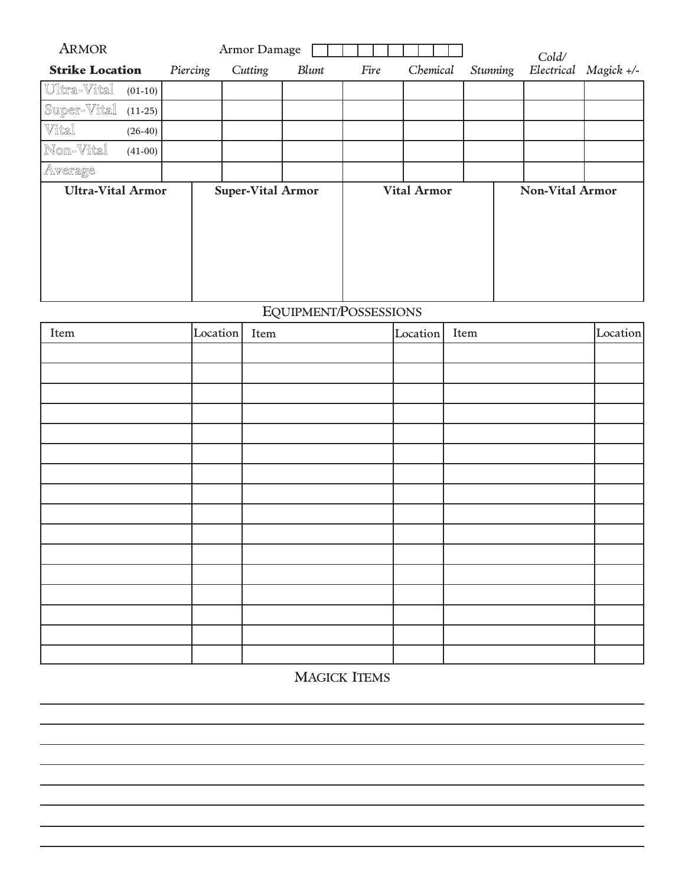## ARMOR

Armor Damage

| Strike Location | | Piercing | Cutting | Blunt | Fire | Chemical | Stunning | Cold/ Electrical | Magick +/- |
|---|---|---|---|---|---|---|---|---|---|
| Ultra-Vital | (01-10) | | | | | | | | |
| Super-Vital | (11-25) | | | | | | | | |
| Vital | (26-40) | | | | | | | | |
| Non-Vital | (41-00) | | | | | | | | |
| Average | | | | | | | | | |

| Ultra-Vital Armor | Super-Vital Armor | Vital Armor | Non-Vital Armor |
|---|---|---|---|
| | | | |

## EQUIPMENT/POSSESSIONS

| Item | Location | Item | Location | Item | Location |
|---|---|---|---|---|---|
| | | | | | |
| | | | | | |
| | | | | | |
| | | | | | |
| | | | | | |
| | | | | | |
| | | | | | |
| | | | | | |
| | | | | | |
| | | | | | |
| | | | | | |
| | | | | | |
| | | | | | |
| | | | | | |
| | | | | | |
| | | | | | |

## MAGICK ITEMS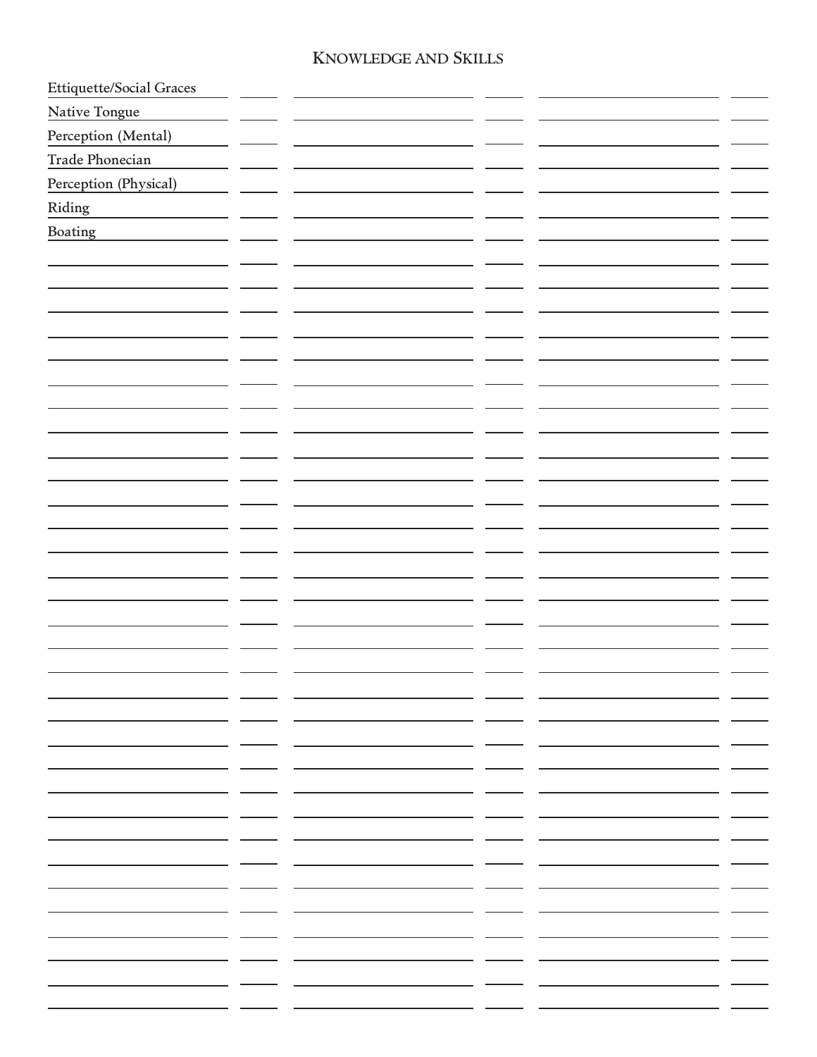# Knowledge and Skills

| | | | | | |
|---|---|---|---|---|---|
| Ettiquette/Social Graces | | | | | |
| Native Tongue | | | | | |
| Perception (Mental) | | | | | |
| Trade Phonecian | | | | | |
| Perception (Physical) | | | | | |
| Riding | | | | | |
| Boating | | | | | |
| | | | | | |
| | | | | | |
| | | | | | |
| | | | | | |
| | | | | | |
| | | | | | |
| | | | | | |
| | | | | | |
| | | | | | |
| | | | | | |
| | | | | | |
| | | | | | |
| | | | | | |
| | | | | | |
| | | | | | |
| | | | | | |
| | | | | | |
| | | | | | |
| | | | | | |
| | | | | | |
| | | | | | |
| | | | | | |
| | | | | | |
| | | | | | |
| | | | | | |
| | | | | | |
| | | | | | |
| | | | | | |
| | | | | | |
| | | | | | |
| | | | | | |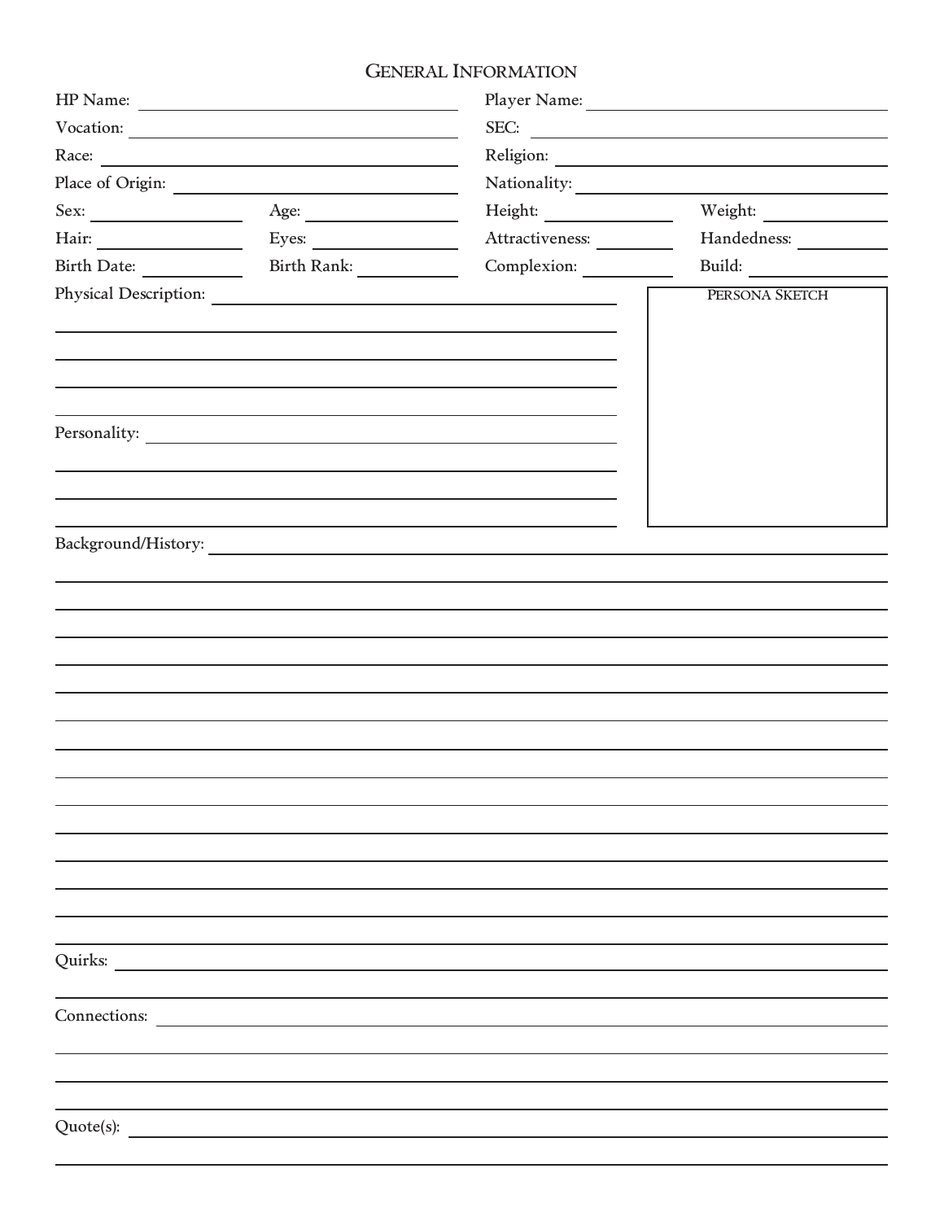## General Information

HP Name:

Player Name:

Vocation:

SEC:

Race:

Religion:

Place of Origin:

Nationality:

Sex:

Age:

Height:

Weight:

Hair:

Eyes:

Attractiveness:

Handedness:

Birth Date:

Birth Rank:

Complexion:

Build:

Physical Description:

Persona Sketch

Personality:

Background/History:

Quirks:

Connections:

Quote(s):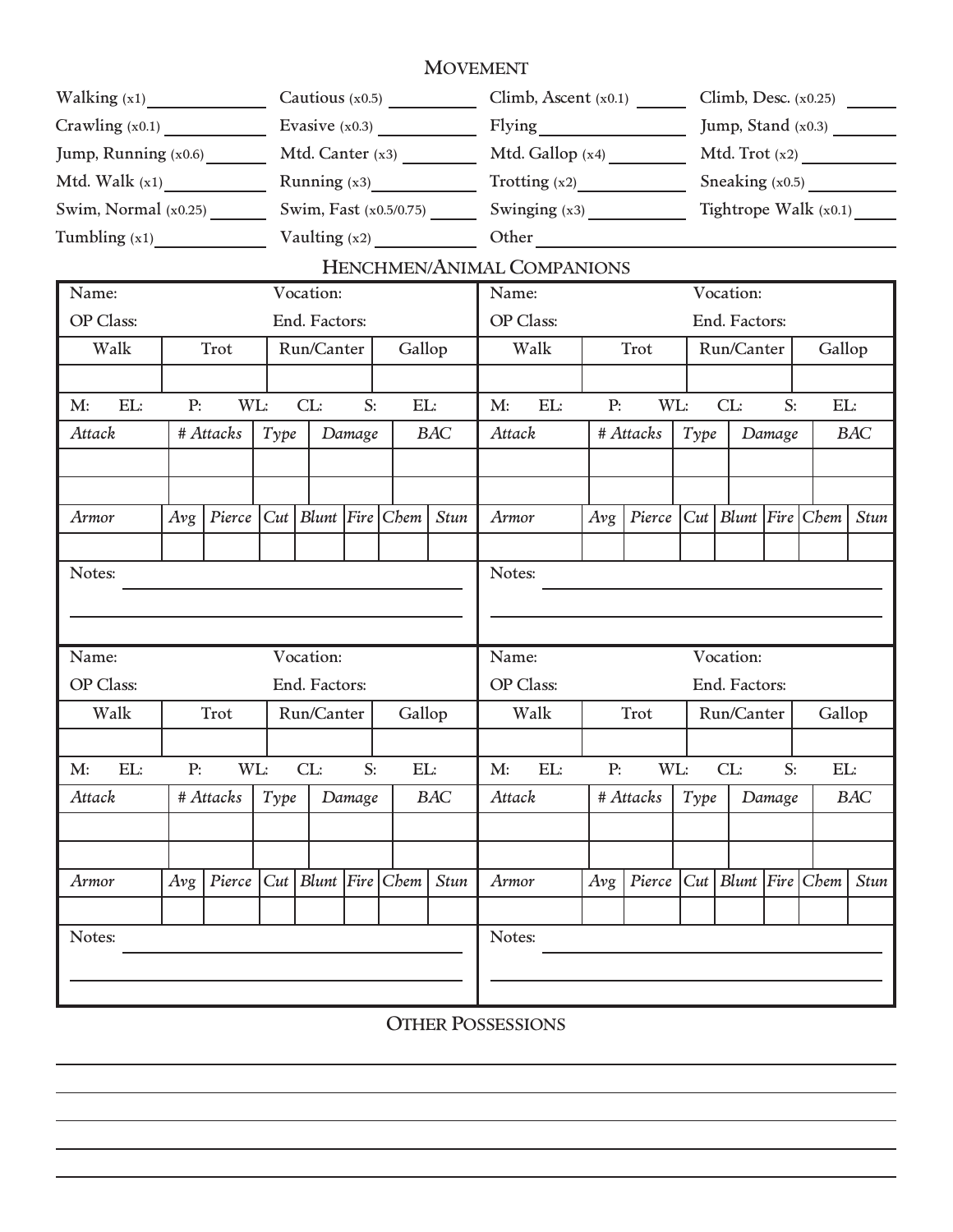## MOVEMENT

| | | | |
|---|---|---|---|
| Walking (x1) ______ | Cautious (x0.5) ______ | Climb, Ascent (x0.1) ______ | Climb, Desc. (x0.25) ______ |
| Crawling (x0.1) ______ | Evasive (x0.3) ______ | Flying ______ | Jump, Stand (x0.3) ______ |
| Jump, Running (x0.6) ______ | Mtd. Canter (x3) ______ | Mtd. Gallop (x4) ______ | Mtd. Trot (x2) ______ |
| Mtd. Walk (x1) ______ | Running (x3) ______ | Trotting (x2) ______ | Sneaking (x0.5) ______ |
| Swim, Normal (x0.25) ______ | Swim, Fast (x0.5/0.75) ______ | Swinging (x3) ______ | Tightrope Walk (x0.1) ______ |
| Tumbling (x1) ______ | Vaulting (x2) ______ | Other ______ | |

## HENCHMEN/ANIMAL COMPANIONS

Name: Vocation:

OP Class: End. Factors:

| Walk | Trot | Run/Canter | Gallop |
|---|---|---|---|
| | | | |

M: EL: P: WL: CL: S: EL:

| *Attack* | *# Attacks* | *Type* | *Damage* | *BAC* |
|---|---|---|---|---|
| | | | | |
| | | | | |

| *Armor* | *Avg* | *Pierce* | *Cut* | *Blunt* | *Fire* | *Chem* | *Stun* |
|---|---|---|---|---|---|---|---|
| | | | | | | | |

Notes: ______

Name: Vocation:

OP Class: End. Factors:

| Walk | Trot | Run/Canter | Gallop |
|---|---|---|---|
| | | | |

M: EL: P: WL: CL: S: EL:

| *Attack* | *# Attacks* | *Type* | *Damage* | *BAC* |
|---|---|---|---|---|
| | | | | |
| | | | | |

| *Armor* | *Avg* | *Pierce* | *Cut* | *Blunt* | *Fire* | *Chem* | *Stun* |
|---|---|---|---|---|---|---|---|
| | | | | | | | |

Notes: ______

Name: Vocation:

OP Class: End. Factors:

| Walk | Trot | Run/Canter | Gallop |
|---|---|---|---|
| | | | |

M: EL: P: WL: CL: S: EL:

| *Attack* | *# Attacks* | *Type* | *Damage* | *BAC* |
|---|---|---|---|---|
| | | | | |
| | | | | |

| *Armor* | *Avg* | *Pierce* | *Cut* | *Blunt* | *Fire* | *Chem* | *Stun* |
|---|---|---|---|---|---|---|---|
| | | | | | | | |

Notes: ______

Name: Vocation:

OP Class: End. Factors:

| Walk | Trot | Run/Canter | Gallop |
|---|---|---|---|
| | | | |

M: EL: P: WL: CL: S: EL:

| *Attack* | *# Attacks* | *Type* | *Damage* | *BAC* |
|---|---|---|---|---|
| | | | | |
| | | | | |

| *Armor* | *Avg* | *Pierce* | *Cut* | *Blunt* | *Fire* | *Chem* | *Stun* |
|---|---|---|---|---|---|---|---|
| | | | | | | | |

Notes: ______

## OTHER POSSESSIONS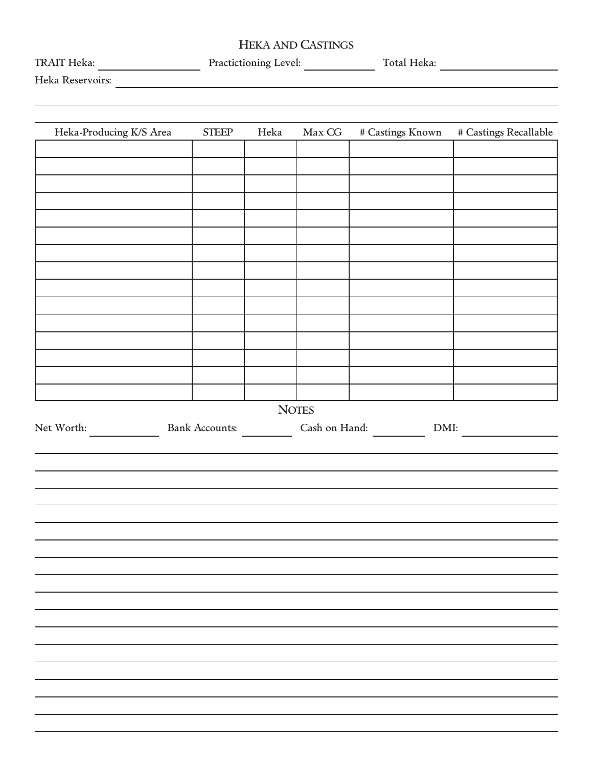## Heka and Castings

TRAIT Heka: ________________ Practictioning Level: ____________ Total Heka: ____________________

Heka Reservoirs: ______________________________________________________________

| Heka-Producing K/S Area | STEEP | Heka | Max CG | # Castings Known | # Castings Recallable |
|---|---|---|---|---|---|
| | | | | | |
| | | | | | |
| | | | | | |
| | | | | | |
| | | | | | |
| | | | | | |
| | | | | | |
| | | | | | |
| | | | | | |
| | | | | | |
| | | | | | |
| | | | | | |
| | | | | | |
| | | | | | |
| | | | | | |

## Notes

Net Worth: ____________ Bank Accounts: _________ Cash on Hand: _________ DMI: ________________